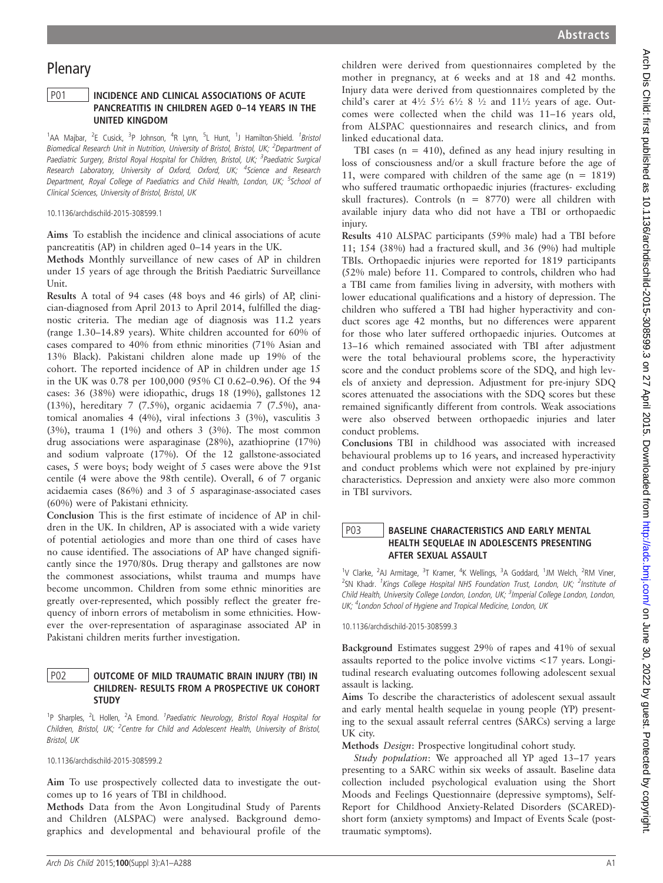# Plenary

## P01 INCIDENCE AND CLINICAL ASSOCIATIONS OF ACUTE PANCREATITIS IN CHILDREN AGED 0–14 YEARS IN THE UNITED KINGDOM

[1]AA Majbar, [2]E Cusick, [3]P Johnson, [4]R Lynn, [5]L Hunt, [1]J Hamilton-Shield. [1]*Bristol Biomedical Research Unit in Nutrition, University of Bristol, Bristol, UK;* [2]*Department of Paediatric Surgery, Bristol Royal Hospital for Children, Bristol, UK;* [3]*Paediatric Surgical Research Laboratory, University of Oxford, Oxford, UK;* [4]*Science and Research Department, Royal College of Paediatrics and Child Health, London, UK;* [5]*School of Clinical Sciences, University of Bristol, Bristol, UK*

10.1136/archdischild-2015-308599.1

**Aims** To establish the incidence and clinical associations of acute pancreatitis (AP) in children aged 0–14 years in the UK.

**Methods** Monthly surveillance of new cases of AP in children under 15 years of age through the British Paediatric Surveillance Unit.

**Results** A total of 94 cases (48 boys and 46 girls) of AP, clinician-diagnosed from April 2013 to April 2014, fulfilled the diagnostic criteria. The median age of diagnosis was 11.2 years (range 1.30–14.89 years). White children accounted for 60% of cases compared to 40% from ethnic minorities (71% Asian and 13% Black). Pakistani children alone made up 19% of the cohort. The reported incidence of AP in children under age 15 in the UK was 0.78 per 100,000 (95% CI 0.62–0.96). Of the 94 cases: 36 (38%) were idiopathic, drugs 18 (19%), gallstones 12 (13%), hereditary 7 (7.5%), organic acidaemia 7 (7.5%), anatomical anomalies 4 (4%), viral infections 3 (3%), vasculitis 3 (3%), trauma 1 (1%) and others 3 (3%). The most common drug associations were asparaginase (28%), azathioprine (17%) and sodium valproate (17%). Of the 12 gallstone-associated cases, 5 were boys; body weight of 5 cases were above the 91st centile (4 were above the 98th centile). Overall, 6 of 7 organic acidaemia cases (86%) and 3 of 5 asparaginase-associated cases (60%) were of Pakistani ethnicity.

**Conclusion** This is the first estimate of incidence of AP in children in the UK. In children, AP is associated with a wide variety of potential aetiologies and more than one third of cases have no cause identified. The associations of AP have changed significantly since the 1970/80s. Drug therapy and gallstones are now the commonest associations, whilst trauma and mumps have become uncommon. Children from some ethnic minorities are greatly over-represented, which possibly reflect the greater frequency of inborn errors of metabolism in some ethnicities. However the over-representation of asparaginase associated AP in Pakistani children merits further investigation.

## P02 OUTCOME OF MILD TRAUMATIC BRAIN INJURY (TBI) IN CHILDREN- RESULTS FROM A PROSPECTIVE UK COHORT STUDY

[1]P Sharples, [2]L Hollen, [2]A Emond. [1]*Paediatric Neurology, Bristol Royal Hospital for Children, Bristol, UK;* [2]*Centre for Child and Adolescent Health, University of Bristol, Bristol, UK*

10.1136/archdischild-2015-308599.2

**Aim** To use prospectively collected data to investigate the outcomes up to 16 years of TBI in childhood.

**Methods** Data from the Avon Longitudinal Study of Parents and Children (ALSPAC) were analysed. Background demographics and developmental and behavioural profile of the children were derived from questionnaires completed by the mother in pregnancy, at 6 weeks and at 18 and 42 months. Injury data were derived from questionnaires completed by the child's carer at 4½ 5½ 6½ 8 ½ and 11½ years of age. Outcomes were collected when the child was 11–16 years old, from ALSPAC questionnaires and research clinics, and from linked educational data.

TBI cases (n = 410), defined as any head injury resulting in loss of consciousness and/or a skull fracture before the age of 11, were compared with children of the same age (n = 1819) who suffered traumatic orthopaedic injuries (fractures- excluding skull fractures). Controls (n = 8770) were all children with available injury data who did not have a TBI or orthopaedic injury.

**Results** 410 ALSPAC participants (59% male) had a TBI before 11; 154 (38%) had a fractured skull, and 36 (9%) had multiple TBIs. Orthopaedic injuries were reported for 1819 participants (52% male) before 11. Compared to controls, children who had a TBI came from families living in adversity, with mothers with lower educational qualifications and a history of depression. The children who suffered a TBI had higher hyperactivity and conduct scores age 42 months, but no differences were apparent for those who later suffered orthopaedic injuries. Outcomes at 13–16 which remained associated with TBI after adjustment were the total behavioural problems score, the hyperactivity score and the conduct problems score of the SDQ, and high levels of anxiety and depression. Adjustment for pre-injury SDQ scores attenuated the associations with the SDQ scores but these remained significantly different from controls. Weak associations were also observed between orthopaedic injuries and later conduct problems.

**Conclusions** TBI in childhood was associated with increased behavioural problems up to 16 years, and increased hyperactivity and conduct problems which were not explained by pre-injury characteristics. Depression and anxiety were also more common in TBI survivors.

## P03 BASELINE CHARACTERISTICS AND EARLY MENTAL HEALTH SEQUELAE IN ADOLESCENTS PRESENTING AFTER SEXUAL ASSAULT

[1]V Clarke, [2]AJ Armitage, [3]T Kramer, [4]K Wellings, [3]A Goddard, [1]JM Welch, [2]RM Viner, [2]SN Khadr. [1]*Kings College Hospital NHS Foundation Trust, London, UK;* [2]*Institute of Child Health, University College London, London, UK;* [3]*Imperial College London, London, UK;* [4]*London School of Hygiene and Tropical Medicine, London, UK*

10.1136/archdischild-2015-308599.3

**Background** Estimates suggest 29% of rapes and 41% of sexual assaults reported to the police involve victims <17 years. Longitudinal research evaluating outcomes following adolescent sexual assault is lacking.

**Aims** To describe the characteristics of adolescent sexual assault and early mental health sequelae in young people (YP) presenting to the sexual assault referral centres (SARCs) serving a large UK city.

**Methods** *Design*: Prospective longitudinal cohort study.

*Study population*: We approached all YP aged 13–17 years presenting to a SARC within six weeks of assault. Baseline data collection included psychological evaluation using the Short Moods and Feelings Questionnaire (depressive symptoms), Self-Report for Childhood Anxiety-Related Disorders (SCARED)-short form (anxiety symptoms) and Impact of Events Scale (post-traumatic symptoms).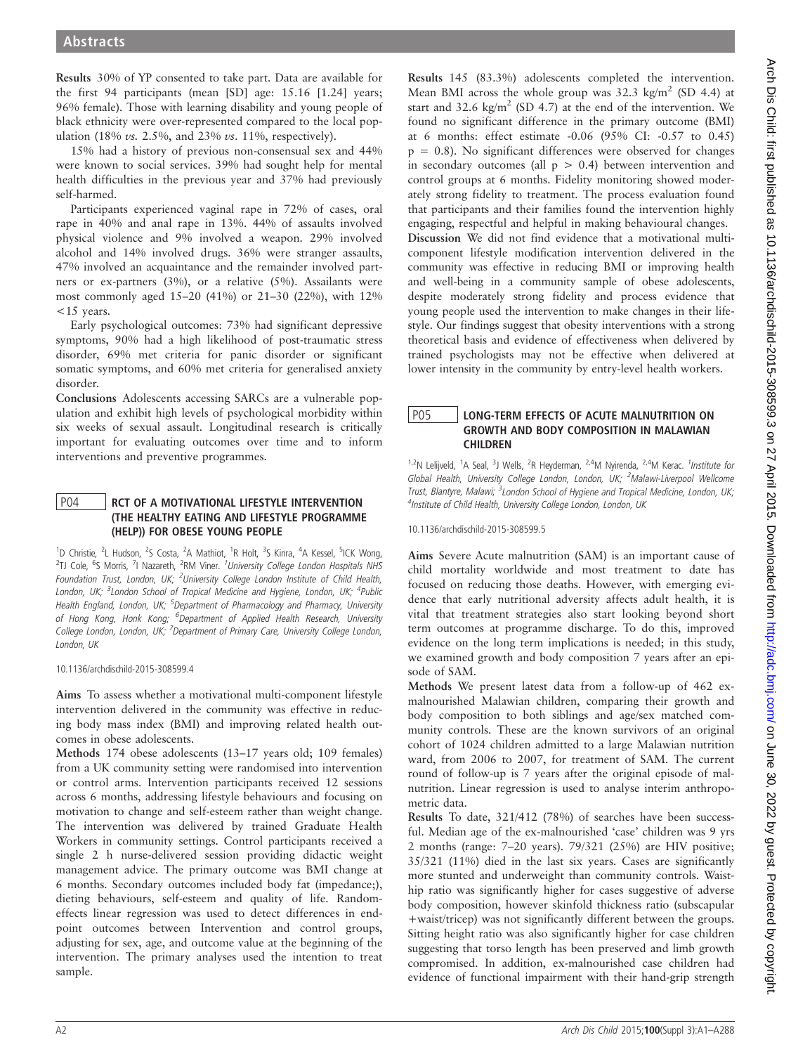**Results** 30% of YP consented to take part. Data are available for the first 94 participants (mean [SD] age: 15.16 [1.24] years; 96% female). Those with learning disability and young people of black ethnicity were over-represented compared to the local population (18% *vs.* 2.5%, and 23% *vs.* 11%, respectively).

15% had a history of previous non-consensual sex and 44% were known to social services. 39% had sought help for mental health difficulties in the previous year and 37% had previously self-harmed.

Participants experienced vaginal rape in 72% of cases, oral rape in 40% and anal rape in 13%. 44% of assaults involved physical violence and 9% involved a weapon. 29% involved alcohol and 14% involved drugs. 36% were stranger assaults, 47% involved an acquaintance and the remainder involved partners or ex-partners (3%), or a relative (5%). Assailants were most commonly aged 15–20 (41%) or 21–30 (22%), with 12% <15 years.

Early psychological outcomes: 73% had significant depressive symptoms, 90% had a high likelihood of post-traumatic stress disorder, 69% met criteria for panic disorder or significant somatic symptoms, and 60% met criteria for generalised anxiety disorder.

**Conclusions** Adolescents accessing SARCs are a vulnerable population and exhibit high levels of psychological morbidity within six weeks of sexual assault. Longitudinal research is critically important for evaluating outcomes over time and to inform interventions and preventive programmes.

## P04 RCT OF A MOTIVATIONAL LIFESTYLE INTERVENTION (THE HEALTHY EATING AND LIFESTYLE PROGRAMME (HELP)) FOR OBESE YOUNG PEOPLE

[1]D Christie, [2]L Hudson, [2]S Costa, [2]A Mathiot, [1]R Holt, [3]S Kinra, [4]A Kessel, [5]ICK Wong, [2]TJ Cole, [6]S Morris, [7]I Nazareth, [2]RM Viner. [1]*University College London Hospitals NHS Foundation Trust, London, UK;* [2]*University College London Institute of Child Health, London, UK;* [3]*London School of Tropical Medicine and Hygiene, London, UK;* [4]*Public Health England, London, UK;* [5]*Department of Pharmacology and Pharmacy, University of Hong Kong, Honk Kong;* [6]*Department of Applied Health Research, University College London, London, UK;* [7]*Department of Primary Care, University College London, London, UK*

10.1136/archdischild-2015-308599.4

**Aims** To assess whether a motivational multi-component lifestyle intervention delivered in the community was effective in reducing body mass index (BMI) and improving related health outcomes in obese adolescents.

**Methods** 174 obese adolescents (13–17 years old; 109 females) from a UK community setting were randomised into intervention or control arms. Intervention participants received 12 sessions across 6 months, addressing lifestyle behaviours and focusing on motivation to change and self-esteem rather than weight change. The intervention was delivered by trained Graduate Health Workers in community settings. Control participants received a single 2 h nurse-delivered session providing didactic weight management advice. The primary outcome was BMI change at 6 months. Secondary outcomes included body fat (impedance;), dieting behaviours, self-esteem and quality of life. Random-effects linear regression was used to detect differences in end-point outcomes between Intervention and control groups, adjusting for sex, age, and outcome value at the beginning of the intervention. The primary analyses used the intention to treat sample.

**Results** 145 (83.3%) adolescents completed the intervention. Mean BMI across the whole group was 32.3 kg/m$^2$ (SD 4.4) at start and 32.6 kg/m$^2$ (SD 4.7) at the end of the intervention. We found no significant difference in the primary outcome (BMI) at 6 months: effect estimate -0.06 (95% CI: -0.57 to 0.45) $p = 0.8$). No significant differences were observed for changes in secondary outcomes (all $p > 0.4$) between intervention and control groups at 6 months. Fidelity monitoring showed moderately strong fidelity to treatment. The process evaluation found that participants and their families found the intervention highly engaging, respectful and helpful in making behavioural changes.

**Discussion** We did not find evidence that a motivational multi-component lifestyle modification intervention delivered in the community was effective in reducing BMI or improving health and well-being in a community sample of obese adolescents, despite moderately strong fidelity and process evidence that young people used the intervention to make changes in their lifestyle. Our findings suggest that obesity interventions with a strong theoretical basis and evidence of effectiveness when delivered by trained psychologists may not be effective when delivered at lower intensity in the community by entry-level health workers.

## P05 LONG-TERM EFFECTS OF ACUTE MALNUTRITION ON GROWTH AND BODY COMPOSITION IN MALAWIAN CHILDREN

[1,2]N Lelijveld, [1]A Seal, [3]J Wells, [2]R Heyderman, [2,4]M Nyirenda, [2,4]M Kerac. [1]*Institute for Global Health, University College London, London, UK;* [2]*Malawi-Liverpool Wellcome Trust, Blantyre, Malawi;* [3]*London School of Hygiene and Tropical Medicine, London, UK;* [4]*Institute of Child Health, University College London, London, UK*

10.1136/archdischild-2015-308599.5

**Aims** Severe Acute malnutrition (SAM) is an important cause of child mortality worldwide and most treatment to date has focused on reducing those deaths. However, with emerging evidence that early nutritional adversity affects adult health, it is vital that treatment strategies also start looking beyond short term outcomes at programme discharge. To do this, improved evidence on the long term implications is needed; in this study, we examined growth and body composition 7 years after an episode of SAM.

**Methods** We present latest data from a follow-up of 462 ex-malnourished Malawian children, comparing their growth and body composition to both siblings and age/sex matched community controls. These are the known survivors of an original cohort of 1024 children admitted to a large Malawian nutrition ward, from 2006 to 2007, for treatment of SAM. The current round of follow-up is 7 years after the original episode of malnutrition. Linear regression is used to analyse interim anthropometric data.

**Results** To date, 321/412 (78%) of searches have been successful. Median age of the ex-malnourished 'case' children was 9 yrs 2 months (range: 7–20 years). 79/321 (25%) are HIV positive; 35/321 (11%) died in the last six years. Cases are significantly more stunted and underweight than community controls. Waist-hip ratio was significantly higher for cases suggestive of adverse body composition, however skinfold thickness ratio (subscapular +waist/tricep) was not significantly different between the groups. Sitting height ratio was also significantly higher for case children suggesting that torso length has been preserved and limb growth compromised. In addition, ex-malnourished case children had evidence of functional impairment with their hand-grip strength